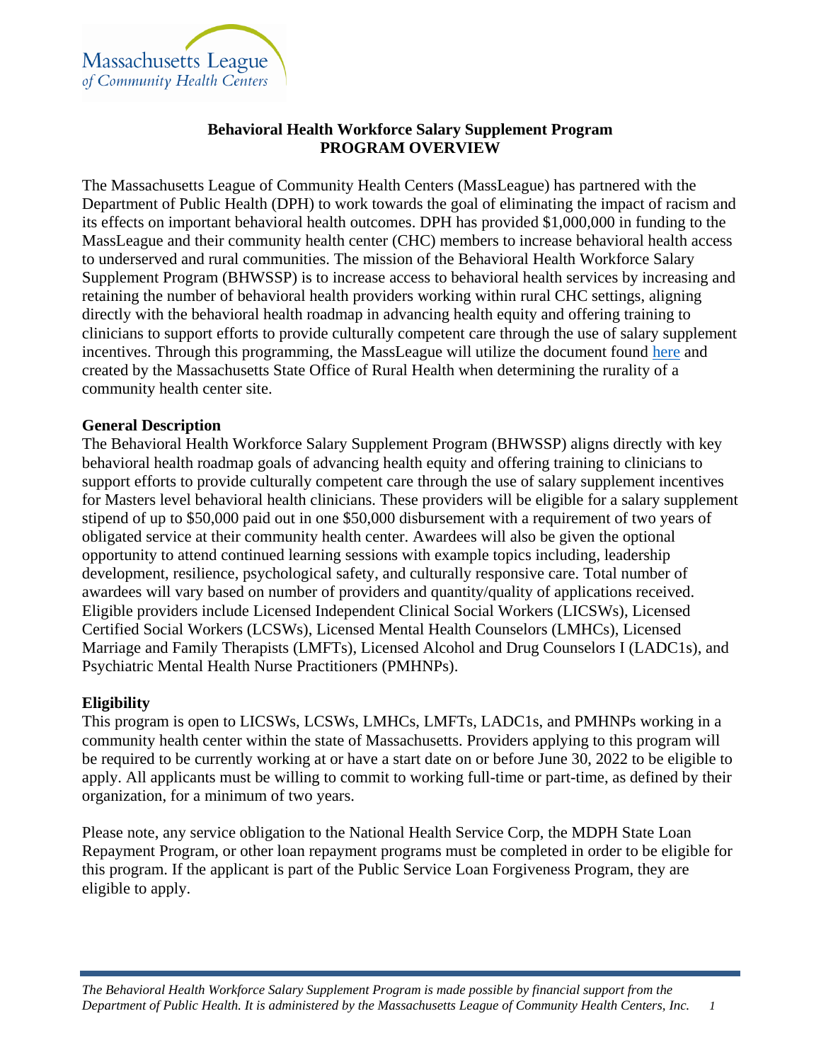Massachusetts League of Community Health Centers

# Behavioral Health Workforce Salary Supplement Program
## PROGRAM OVERVIEW

The Massachusetts League of Community Health Centers (MassLeague) has partnered with the Department of Public Health (DPH) to work towards the goal of eliminating the impact of racism and its effects on important behavioral health outcomes. DPH has provided $1,000,000 in funding to the MassLeague and their community health center (CHC) members to increase behavioral health access to underserved and rural communities. The mission of the Behavioral Health Workforce Salary Supplement Program (BHWSSP) is to increase access to behavioral health services by increasing and retaining the number of behavioral health providers working within rural CHC settings, aligning directly with the behavioral health roadmap in advancing health equity and offering training to clinicians to support efforts to provide culturally competent care through the use of salary supplement incentives. Through this programming, the MassLeague will utilize the document found here and created by the Massachusetts State Office of Rural Health when determining the rurality of a community health center site.

### General Description

The Behavioral Health Workforce Salary Supplement Program (BHWSSP) aligns directly with key behavioral health roadmap goals of advancing health equity and offering training to clinicians to support efforts to provide culturally competent care through the use of salary supplement incentives for Masters level behavioral health clinicians. These providers will be eligible for a salary supplement stipend of up to $50,000 paid out in one $50,000 disbursement with a requirement of two years of obligated service at their community health center. Awardees will also be given the optional opportunity to attend continued learning sessions with example topics including, leadership development, resilience, psychological safety, and culturally responsive care. Total number of awardees will vary based on number of providers and quantity/quality of applications received. Eligible providers include Licensed Independent Clinical Social Workers (LICSWs), Licensed Certified Social Workers (LCSWs), Licensed Mental Health Counselors (LMHCs), Licensed Marriage and Family Therapists (LMFTs), Licensed Alcohol and Drug Counselors I (LADC1s), and Psychiatric Mental Health Nurse Practitioners (PMHNPs).

### Eligibility

This program is open to LICSWs, LCSWs, LMHCs, LMFTs, LADC1s, and PMHNPs working in a community health center within the state of Massachusetts. Providers applying to this program will be required to be currently working at or have a start date on or before June 30, 2022 to be eligible to apply. All applicants must be willing to commit to working full-time or part-time, as defined by their organization, for a minimum of two years.

Please note, any service obligation to the National Health Service Corp, the MDPH State Loan Repayment Program, or other loan repayment programs must be completed in order to be eligible for this program. If the applicant is part of the Public Service Loan Forgiveness Program, they are eligible to apply.

*The Behavioral Health Workforce Salary Supplement Program is made possible by financial support from the Department of Public Health. It is administered by the Massachusetts League of Community Health Centers, Inc.*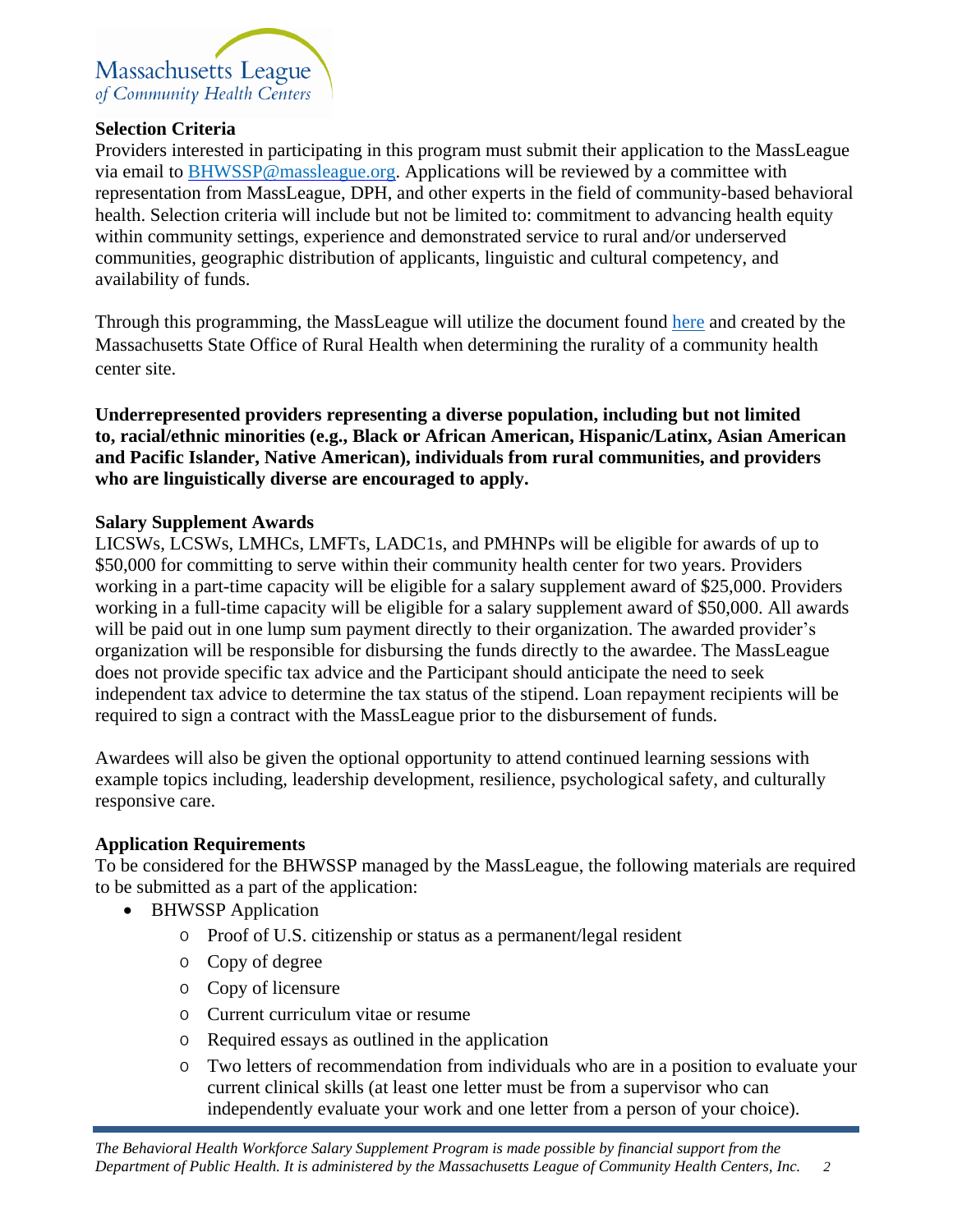### Selection Criteria

Providers interested in participating in this program must submit their application to the MassLeague via email to BHWSSP@massleague.org. Applications will be reviewed by a committee with representation from MassLeague, DPH, and other experts in the field of community-based behavioral health. Selection criteria will include but not be limited to: commitment to advancing health equity within community settings, experience and demonstrated service to rural and/or underserved communities, geographic distribution of applicants, linguistic and cultural competency, and availability of funds.

Through this programming, the MassLeague will utilize the document found here and created by the Massachusetts State Office of Rural Health when determining the rurality of a community health center site.

**Underrepresented providers representing a diverse population, including but not limited to, racial/ethnic minorities (e.g., Black or African American, Hispanic/Latinx, Asian American and Pacific Islander, Native American), individuals from rural communities, and providers who are linguistically diverse are encouraged to apply.**

### Salary Supplement Awards

LICSWs, LCSWs, LMHCs, LMFTs, LADC1s, and PMHNPs will be eligible for awards of up to $50,000 for committing to serve within their community health center for two years. Providers working in a part-time capacity will be eligible for a salary supplement award of $25,000. Providers working in a full-time capacity will be eligible for a salary supplement award of $50,000. All awards will be paid out in one lump sum payment directly to their organization. The awarded provider's organization will be responsible for disbursing the funds directly to the awardee. The MassLeague does not provide specific tax advice and the Participant should anticipate the need to seek independent tax advice to determine the tax status of the stipend. Loan repayment recipients will be required to sign a contract with the MassLeague prior to the disbursement of funds.

Awardees will also be given the optional opportunity to attend continued learning sessions with example topics including, leadership development, resilience, psychological safety, and culturally responsive care.

### Application Requirements

To be considered for the BHWSSP managed by the MassLeague, the following materials are required to be submitted as a part of the application:

- BHWSSP Application
  - Proof of U.S. citizenship or status as a permanent/legal resident
  - Copy of degree
  - Copy of licensure
  - Current curriculum vitae or resume
  - Required essays as outlined in the application
  - Two letters of recommendation from individuals who are in a position to evaluate your current clinical skills (at least one letter must be from a supervisor who can independently evaluate your work and one letter from a person of your choice).

*The Behavioral Health Workforce Salary Supplement Program is made possible by financial support from the Department of Public Health. It is administered by the Massachusetts League of Community Health Centers, Inc.*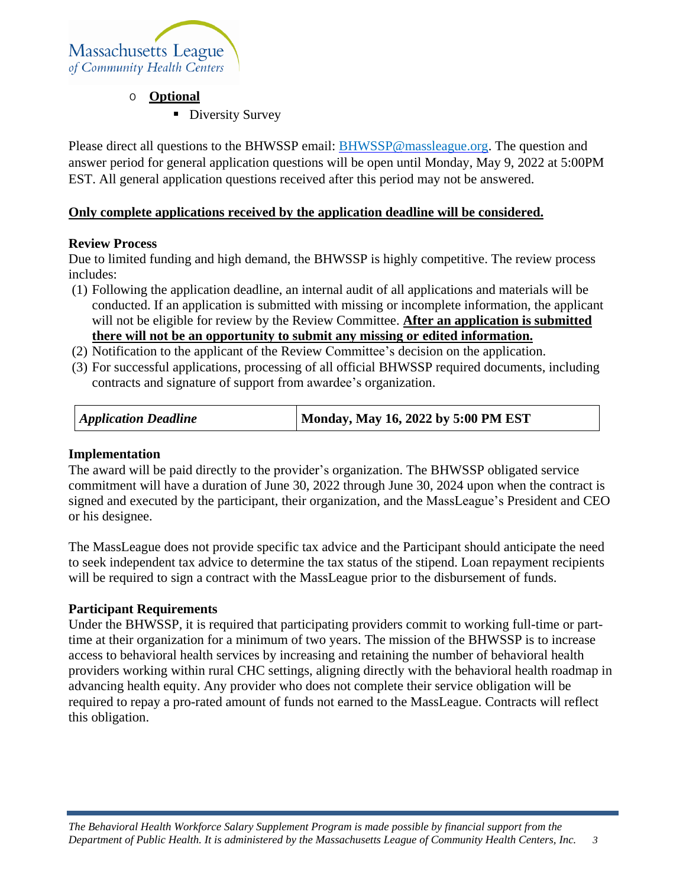- **Optional**
  - Diversity Survey

Please direct all questions to the BHWSSP email: BHWSSP@massleague.org. The question and answer period for general application questions will be open until Monday, May 9, 2022 at 5:00PM EST. All general application questions received after this period may not be answered.

**Only complete applications received by the application deadline will be considered.**

**Review Process**

Due to limited funding and high demand, the BHWSSP is highly competitive. The review process includes:

(1) Following the application deadline, an internal audit of all applications and materials will be conducted. If an application is submitted with missing or incomplete information, the applicant will not be eligible for review by the Review Committee. **After an application is submitted there will not be an opportunity to submit any missing or edited information.**

(2) Notification to the applicant of the Review Committee's decision on the application.

(3) For successful applications, processing of all official BHWSSP required documents, including contracts and signature of support from awardee's organization.

| | |
|---|---|
| ***Application Deadline*** | **Monday, May 16, 2022 by 5:00 PM EST** |

**Implementation**

The award will be paid directly to the provider's organization. The BHWSSP obligated service commitment will have a duration of June 30, 2022 through June 30, 2024 upon when the contract is signed and executed by the participant, their organization, and the MassLeague's President and CEO or his designee.

The MassLeague does not provide specific tax advice and the Participant should anticipate the need to seek independent tax advice to determine the tax status of the stipend. Loan repayment recipients will be required to sign a contract with the MassLeague prior to the disbursement of funds.

**Participant Requirements**

Under the BHWSSP, it is required that participating providers commit to working full-time or part-time at their organization for a minimum of two years. The mission of the BHWSSP is to increase access to behavioral health services by increasing and retaining the number of behavioral health providers working within rural CHC settings, aligning directly with the behavioral health roadmap in advancing health equity. Any provider who does not complete their service obligation will be required to repay a pro-rated amount of funds not earned to the MassLeague. Contracts will reflect this obligation.